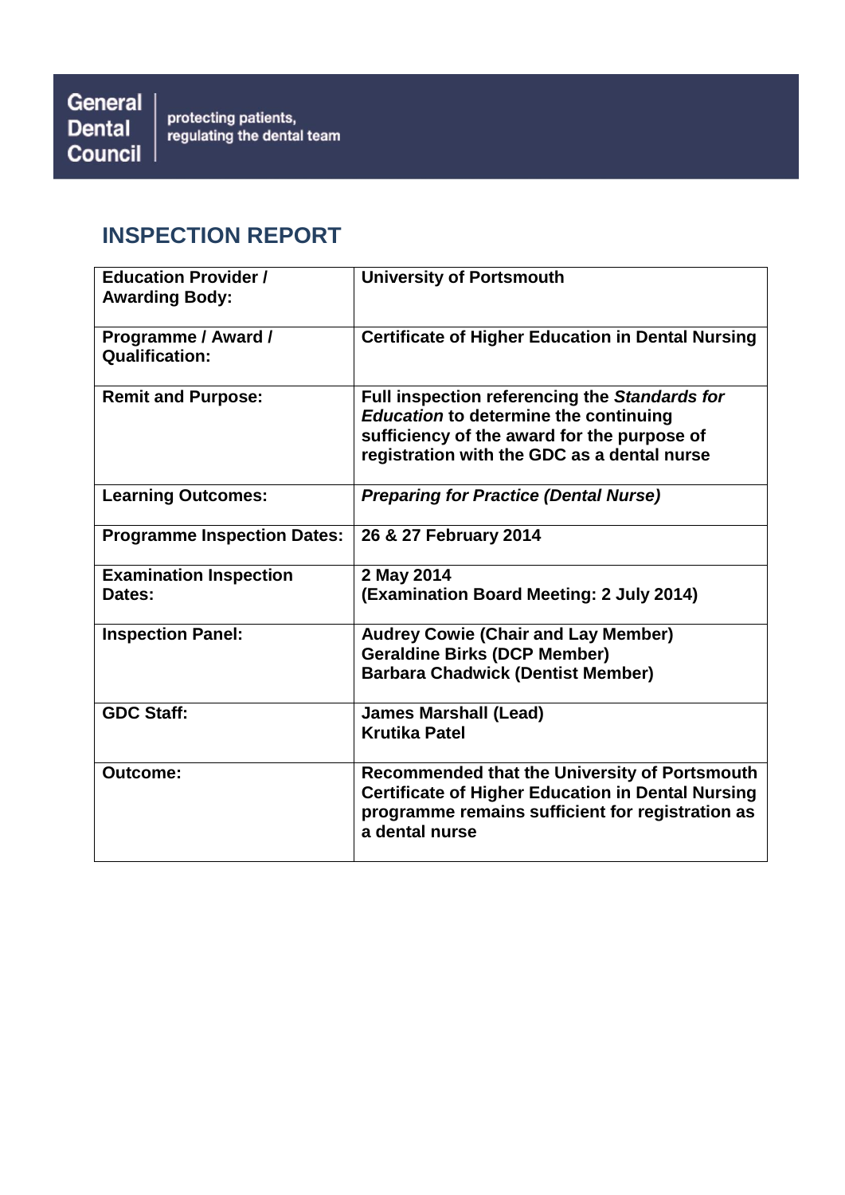General Dental Council | protecting patients, regulating the dental team

# INSPECTION REPORT

| | |
|---|---|
| **Education Provider / Awarding Body:** | **University of Portsmouth** |
| **Programme / Award / Qualification:** | **Certificate of Higher Education in Dental Nursing** |
| **Remit and Purpose:** | **Full inspection referencing the *Standards for Education* to determine the continuing sufficiency of the award for the purpose of registration with the GDC as a dental nurse** |
| **Learning Outcomes:** | ***Preparing for Practice (Dental Nurse)*** |
| **Programme Inspection Dates:** | **26 & 27 February 2014** |
| **Examination Inspection Dates:** | **2 May 2014**<br>**(Examination Board Meeting: 2 July 2014)** |
| **Inspection Panel:** | **Audrey Cowie (Chair and Lay Member)**<br>**Geraldine Birks (DCP Member)**<br>**Barbara Chadwick (Dentist Member)** |
| **GDC Staff:** | **James Marshall (Lead)**<br>**Krutika Patel** |
| **Outcome:** | **Recommended that the University of Portsmouth Certificate of Higher Education in Dental Nursing programme remains sufficient for registration as a dental nurse** |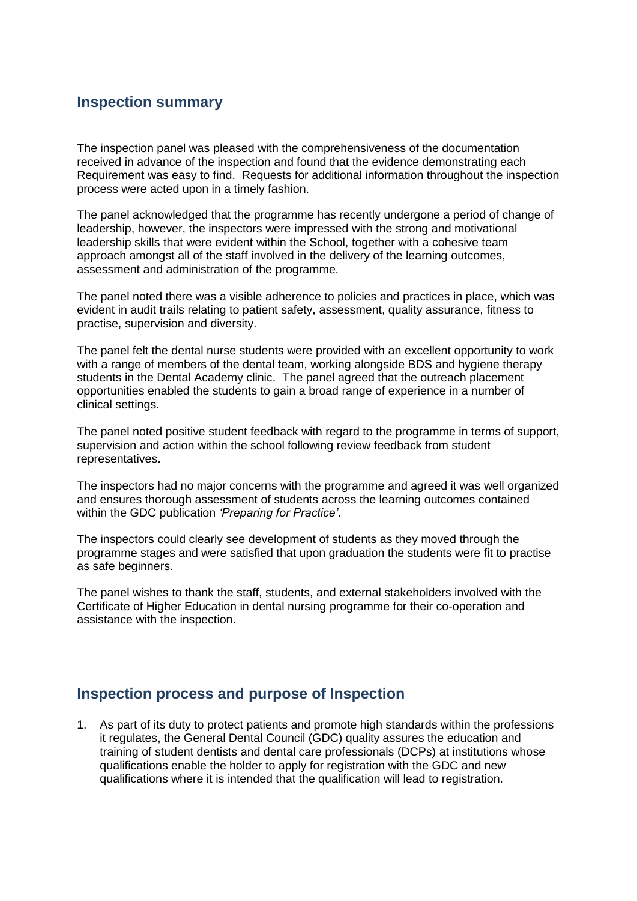## Inspection summary

The inspection panel was pleased with the comprehensiveness of the documentation received in advance of the inspection and found that the evidence demonstrating each Requirement was easy to find. Requests for additional information throughout the inspection process were acted upon in a timely fashion.

The panel acknowledged that the programme has recently undergone a period of change of leadership, however, the inspectors were impressed with the strong and motivational leadership skills that were evident within the School, together with a cohesive team approach amongst all of the staff involved in the delivery of the learning outcomes, assessment and administration of the programme.

The panel noted there was a visible adherence to policies and practices in place, which was evident in audit trails relating to patient safety, assessment, quality assurance, fitness to practise, supervision and diversity.

The panel felt the dental nurse students were provided with an excellent opportunity to work with a range of members of the dental team, working alongside BDS and hygiene therapy students in the Dental Academy clinic. The panel agreed that the outreach placement opportunities enabled the students to gain a broad range of experience in a number of clinical settings.

The panel noted positive student feedback with regard to the programme in terms of support, supervision and action within the school following review feedback from student representatives.

The inspectors had no major concerns with the programme and agreed it was well organized and ensures thorough assessment of students across the learning outcomes contained within the GDC publication *'Preparing for Practice'*.

The inspectors could clearly see development of students as they moved through the programme stages and were satisfied that upon graduation the students were fit to practise as safe beginners.

The panel wishes to thank the staff, students, and external stakeholders involved with the Certificate of Higher Education in dental nursing programme for their co-operation and assistance with the inspection.

## Inspection process and purpose of Inspection

1. As part of its duty to protect patients and promote high standards within the professions it regulates, the General Dental Council (GDC) quality assures the education and training of student dentists and dental care professionals (DCPs) at institutions whose qualifications enable the holder to apply for registration with the GDC and new qualifications where it is intended that the qualification will lead to registration.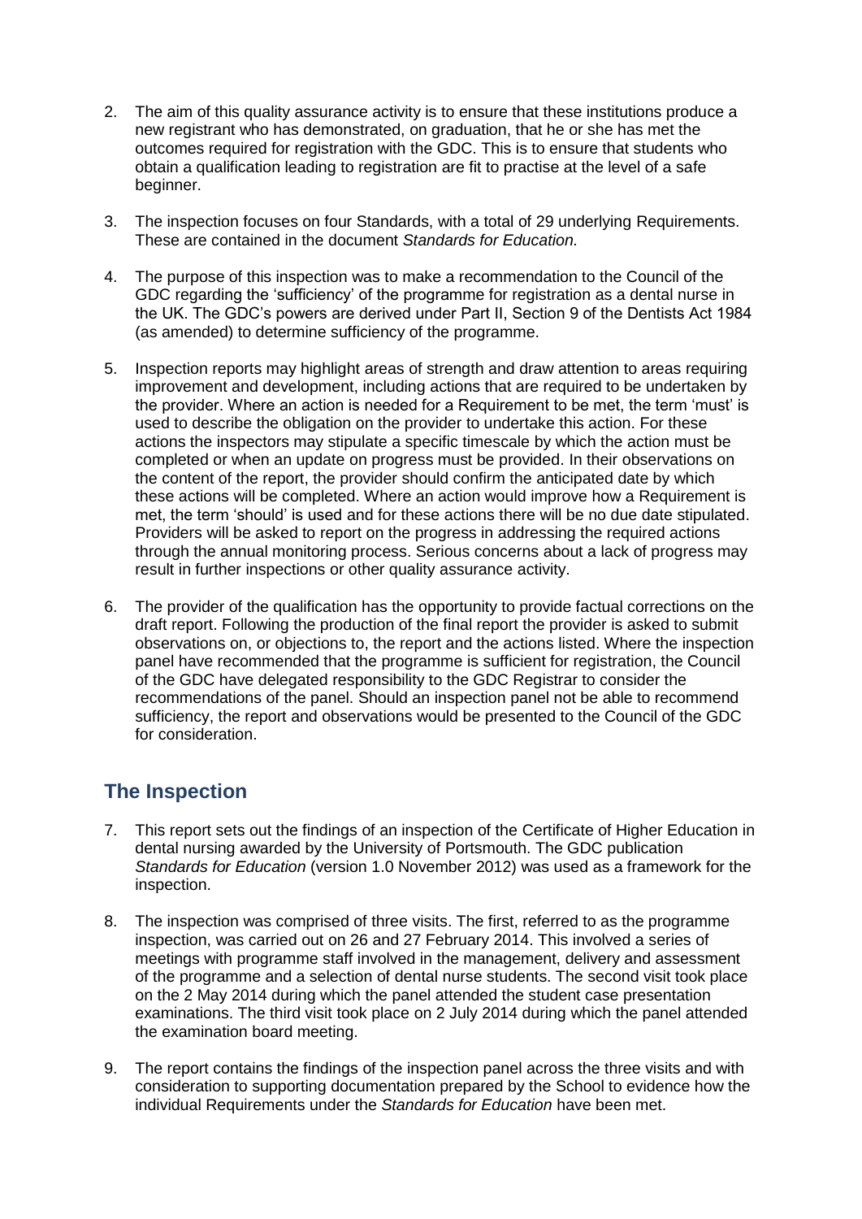2. The aim of this quality assurance activity is to ensure that these institutions produce a new registrant who has demonstrated, on graduation, that he or she has met the outcomes required for registration with the GDC. This is to ensure that students who obtain a qualification leading to registration are fit to practise at the level of a safe beginner.

3. The inspection focuses on four Standards, with a total of 29 underlying Requirements. These are contained in the document *Standards for Education.*

4. The purpose of this inspection was to make a recommendation to the Council of the GDC regarding the 'sufficiency' of the programme for registration as a dental nurse in the UK. The GDC's powers are derived under Part II, Section 9 of the Dentists Act 1984 (as amended) to determine sufficiency of the programme.

5. Inspection reports may highlight areas of strength and draw attention to areas requiring improvement and development, including actions that are required to be undertaken by the provider. Where an action is needed for a Requirement to be met, the term 'must' is used to describe the obligation on the provider to undertake this action. For these actions the inspectors may stipulate a specific timescale by which the action must be completed or when an update on progress must be provided. In their observations on the content of the report, the provider should confirm the anticipated date by which these actions will be completed. Where an action would improve how a Requirement is met, the term 'should' is used and for these actions there will be no due date stipulated. Providers will be asked to report on the progress in addressing the required actions through the annual monitoring process. Serious concerns about a lack of progress may result in further inspections or other quality assurance activity.

6. The provider of the qualification has the opportunity to provide factual corrections on the draft report. Following the production of the final report the provider is asked to submit observations on, or objections to, the report and the actions listed. Where the inspection panel have recommended that the programme is sufficient for registration, the Council of the GDC have delegated responsibility to the GDC Registrar to consider the recommendations of the panel. Should an inspection panel not be able to recommend sufficiency, the report and observations would be presented to the Council of the GDC for consideration.

## The Inspection

7. This report sets out the findings of an inspection of the Certificate of Higher Education in dental nursing awarded by the University of Portsmouth. The GDC publication *Standards for Education* (version 1.0 November 2012) was used as a framework for the inspection.

8. The inspection was comprised of three visits. The first, referred to as the programme inspection, was carried out on 26 and 27 February 2014. This involved a series of meetings with programme staff involved in the management, delivery and assessment of the programme and a selection of dental nurse students. The second visit took place on the 2 May 2014 during which the panel attended the student case presentation examinations. The third visit took place on 2 July 2014 during which the panel attended the examination board meeting.

9. The report contains the findings of the inspection panel across the three visits and with consideration to supporting documentation prepared by the School to evidence how the individual Requirements under the *Standards for Education* have been met.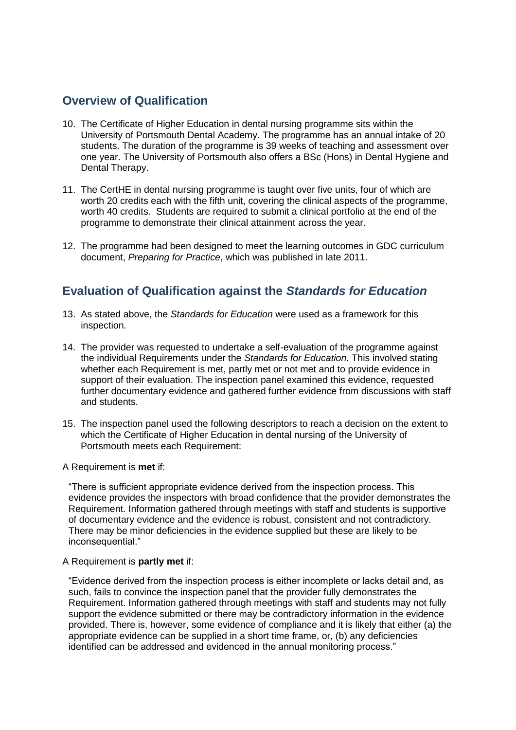## Overview of Qualification

10. The Certificate of Higher Education in dental nursing programme sits within the University of Portsmouth Dental Academy. The programme has an annual intake of 20 students. The duration of the programme is 39 weeks of teaching and assessment over one year. The University of Portsmouth also offers a BSc (Hons) in Dental Hygiene and Dental Therapy.

11. The CertHE in dental nursing programme is taught over five units, four of which are worth 20 credits each with the fifth unit, covering the clinical aspects of the programme, worth 40 credits. Students are required to submit a clinical portfolio at the end of the programme to demonstrate their clinical attainment across the year.

12. The programme had been designed to meet the learning outcomes in GDC curriculum document, *Preparing for Practice*, which was published in late 2011.

## Evaluation of Qualification against the *Standards for Education*

13. As stated above, the *Standards for Education* were used as a framework for this inspection.

14. The provider was requested to undertake a self-evaluation of the programme against the individual Requirements under the *Standards for Education*. This involved stating whether each Requirement is met, partly met or not met and to provide evidence in support of their evaluation. The inspection panel examined this evidence, requested further documentary evidence and gathered further evidence from discussions with staff and students.

15. The inspection panel used the following descriptors to reach a decision on the extent to which the Certificate of Higher Education in dental nursing of the University of Portsmouth meets each Requirement:

A Requirement is **met** if:

> "There is sufficient appropriate evidence derived from the inspection process. This evidence provides the inspectors with broad confidence that the provider demonstrates the Requirement. Information gathered through meetings with staff and students is supportive of documentary evidence and the evidence is robust, consistent and not contradictory. There may be minor deficiencies in the evidence supplied but these are likely to be inconsequential."

A Requirement is **partly met** if:

> "Evidence derived from the inspection process is either incomplete or lacks detail and, as such, fails to convince the inspection panel that the provider fully demonstrates the Requirement. Information gathered through meetings with staff and students may not fully support the evidence submitted or there may be contradictory information in the evidence provided. There is, however, some evidence of compliance and it is likely that either (a) the appropriate evidence can be supplied in a short time frame, or, (b) any deficiencies identified can be addressed and evidenced in the annual monitoring process."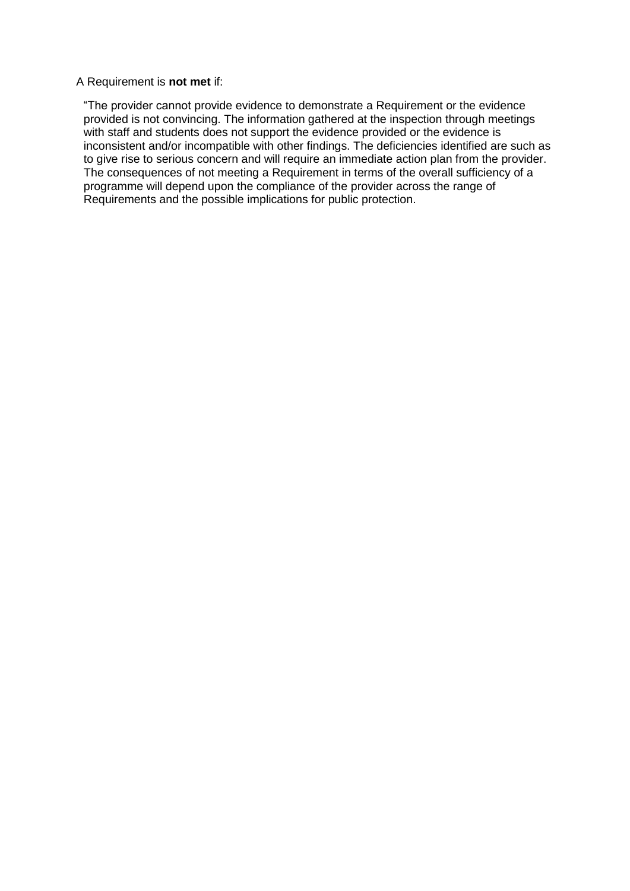A Requirement is **not met** if:

"The provider cannot provide evidence to demonstrate a Requirement or the evidence provided is not convincing. The information gathered at the inspection through meetings with staff and students does not support the evidence provided or the evidence is inconsistent and/or incompatible with other findings. The deficiencies identified are such as to give rise to serious concern and will require an immediate action plan from the provider. The consequences of not meeting a Requirement in terms of the overall sufficiency of a programme will depend upon the compliance of the provider across the range of Requirements and the possible implications for public protection.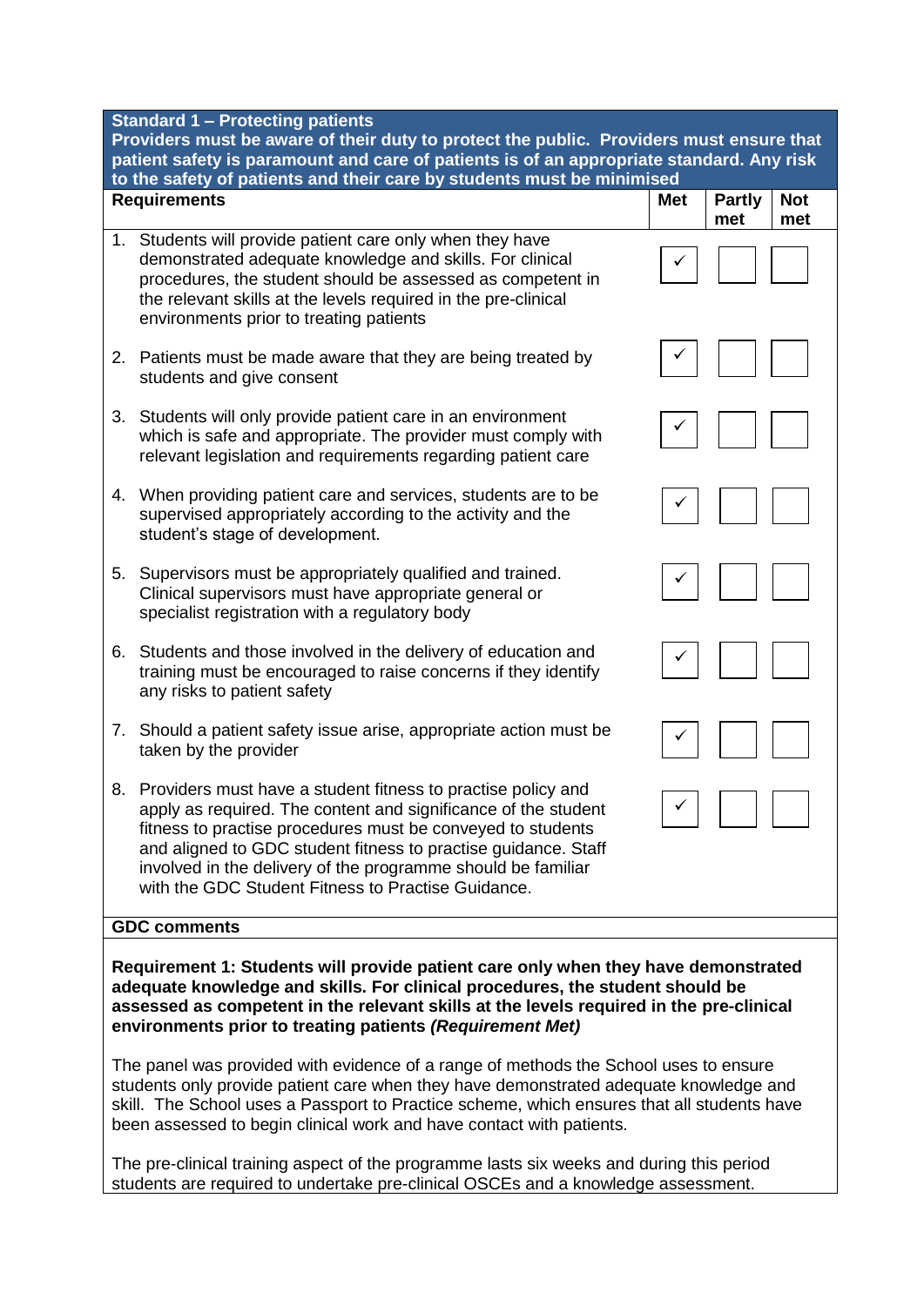| **Standard 1 – Protecting patients**<br>**Providers must be aware of their duty to protect the public. Providers must ensure that patient safety is paramount and care of patients is of an appropriate standard. Any risk to the safety of patients and their care by students must be minimised** | | | |
|---|---|---|---|
| **Requirements** | **Met** | **Partly met** | **Not met** |
| 1. Students will provide patient care only when they have demonstrated adequate knowledge and skills. For clinical procedures, the student should be assessed as competent in the relevant skills at the levels required in the pre-clinical environments prior to treating patients | ✓ | | |
| 2. Patients must be made aware that they are being treated by students and give consent | ✓ | | |
| 3. Students will only provide patient care in an environment which is safe and appropriate. The provider must comply with relevant legislation and requirements regarding patient care | ✓ | | |
| 4. When providing patient care and services, students are to be supervised appropriately according to the activity and the student's stage of development. | ✓ | | |
| 5. Supervisors must be appropriately qualified and trained. Clinical supervisors must have appropriate general or specialist registration with a regulatory body | ✓ | | |
| 6. Students and those involved in the delivery of education and training must be encouraged to raise concerns if they identify any risks to patient safety | ✓ | | |
| 7. Should a patient safety issue arise, appropriate action must be taken by the provider | ✓ | | |
| 8. Providers must have a student fitness to practise policy and apply as required. The content and significance of the student fitness to practise procedures must be conveyed to students and aligned to GDC student fitness to practise guidance. Staff involved in the delivery of the programme should be familiar with the GDC Student Fitness to Practise Guidance. | ✓ | | |

**GDC comments**

**Requirement 1: Students will provide patient care only when they have demonstrated adequate knowledge and skills. For clinical procedures, the student should be assessed as competent in the relevant skills at the levels required in the pre-clinical environments prior to treating patients *(Requirement Met)***

The panel was provided with evidence of a range of methods the School uses to ensure students only provide patient care when they have demonstrated adequate knowledge and skill. The School uses a Passport to Practice scheme, which ensures that all students have been assessed to begin clinical work and have contact with patients.

The pre-clinical training aspect of the programme lasts six weeks and during this period students are required to undertake pre-clinical OSCEs and a knowledge assessment.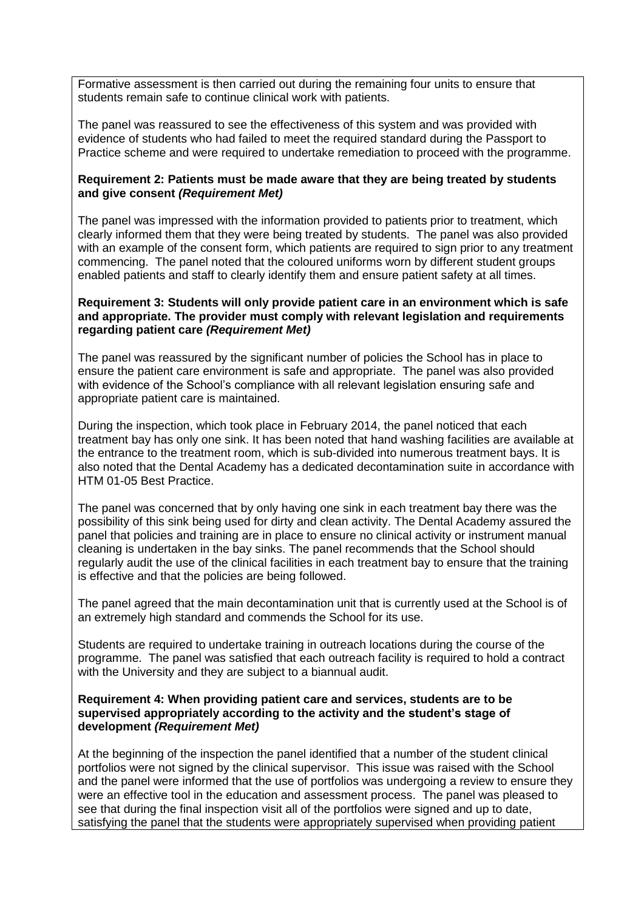Formative assessment is then carried out during the remaining four units to ensure that students remain safe to continue clinical work with patients.

The panel was reassured to see the effectiveness of this system and was provided with evidence of students who had failed to meet the required standard during the Passport to Practice scheme and were required to undertake remediation to proceed with the programme.

**Requirement 2: Patients must be made aware that they are being treated by students and give consent *(Requirement Met)***

The panel was impressed with the information provided to patients prior to treatment, which clearly informed them that they were being treated by students. The panel was also provided with an example of the consent form, which patients are required to sign prior to any treatment commencing. The panel noted that the coloured uniforms worn by different student groups enabled patients and staff to clearly identify them and ensure patient safety at all times.

**Requirement 3: Students will only provide patient care in an environment which is safe and appropriate. The provider must comply with relevant legislation and requirements regarding patient care *(Requirement Met)***

The panel was reassured by the significant number of policies the School has in place to ensure the patient care environment is safe and appropriate. The panel was also provided with evidence of the School's compliance with all relevant legislation ensuring safe and appropriate patient care is maintained.

During the inspection, which took place in February 2014, the panel noticed that each treatment bay has only one sink. It has been noted that hand washing facilities are available at the entrance to the treatment room, which is sub-divided into numerous treatment bays. It is also noted that the Dental Academy has a dedicated decontamination suite in accordance with HTM 01-05 Best Practice.

The panel was concerned that by only having one sink in each treatment bay there was the possibility of this sink being used for dirty and clean activity. The Dental Academy assured the panel that policies and training are in place to ensure no clinical activity or instrument manual cleaning is undertaken in the bay sinks. The panel recommends that the School should regularly audit the use of the clinical facilities in each treatment bay to ensure that the training is effective and that the policies are being followed.

The panel agreed that the main decontamination unit that is currently used at the School is of an extremely high standard and commends the School for its use.

Students are required to undertake training in outreach locations during the course of the programme. The panel was satisfied that each outreach facility is required to hold a contract with the University and they are subject to a biannual audit.

**Requirement 4: When providing patient care and services, students are to be supervised appropriately according to the activity and the student's stage of development *(Requirement Met)***

At the beginning of the inspection the panel identified that a number of the student clinical portfolios were not signed by the clinical supervisor. This issue was raised with the School and the panel were informed that the use of portfolios was undergoing a review to ensure they were an effective tool in the education and assessment process. The panel was pleased to see that during the final inspection visit all of the portfolios were signed and up to date, satisfying the panel that the students were appropriately supervised when providing patient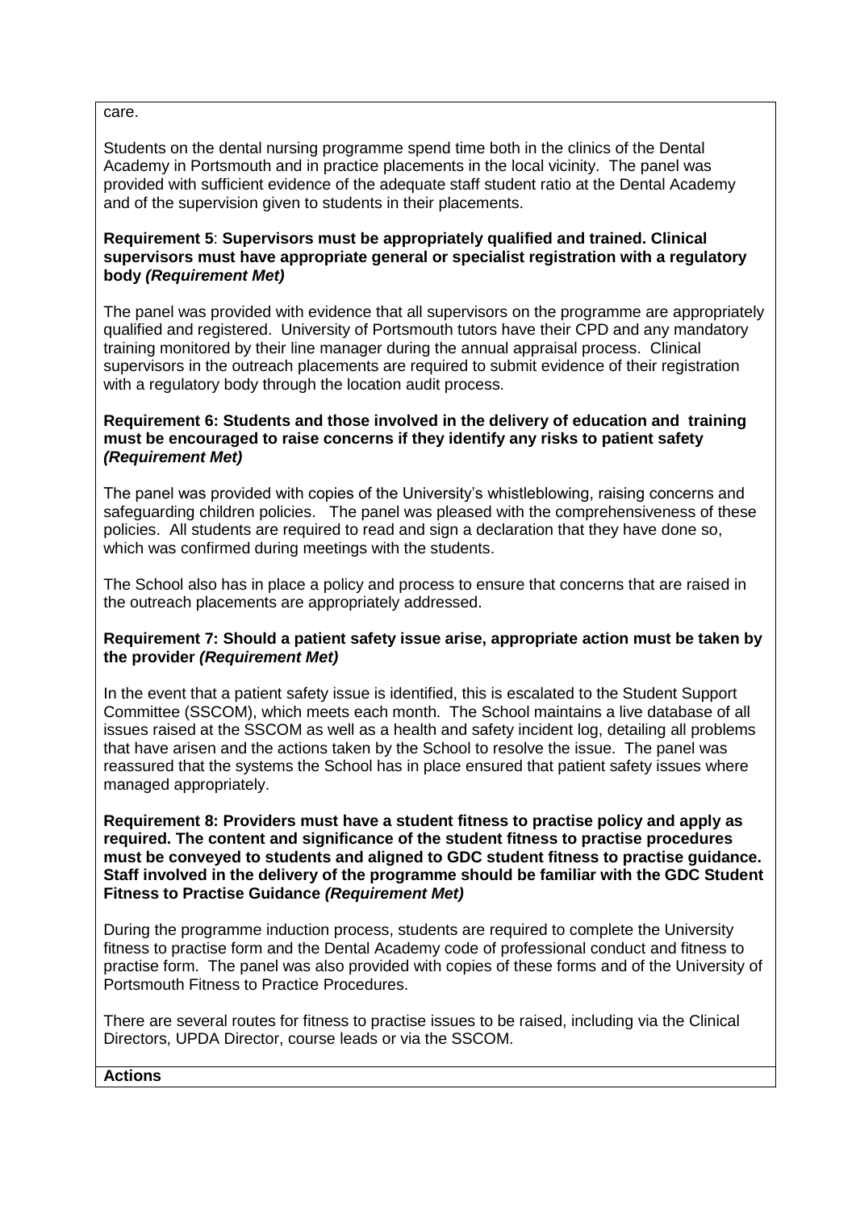care.

Students on the dental nursing programme spend time both in the clinics of the Dental Academy in Portsmouth and in practice placements in the local vicinity. The panel was provided with sufficient evidence of the adequate staff student ratio at the Dental Academy and of the supervision given to students in their placements.

**Requirement 5**: **Supervisors must be appropriately qualified and trained. Clinical supervisors must have appropriate general or specialist registration with a regulatory body *(Requirement Met)***

The panel was provided with evidence that all supervisors on the programme are appropriately qualified and registered. University of Portsmouth tutors have their CPD and any mandatory training monitored by their line manager during the annual appraisal process. Clinical supervisors in the outreach placements are required to submit evidence of their registration with a regulatory body through the location audit process.

**Requirement 6: Students and those involved in the delivery of education and training must be encouraged to raise concerns if they identify any risks to patient safety *(Requirement Met)***

The panel was provided with copies of the University's whistleblowing, raising concerns and safeguarding children policies. The panel was pleased with the comprehensiveness of these policies. All students are required to read and sign a declaration that they have done so, which was confirmed during meetings with the students.

The School also has in place a policy and process to ensure that concerns that are raised in the outreach placements are appropriately addressed.

**Requirement 7: Should a patient safety issue arise, appropriate action must be taken by the provider *(Requirement Met)***

In the event that a patient safety issue is identified, this is escalated to the Student Support Committee (SSCOM), which meets each month. The School maintains a live database of all issues raised at the SSCOM as well as a health and safety incident log, detailing all problems that have arisen and the actions taken by the School to resolve the issue. The panel was reassured that the systems the School has in place ensured that patient safety issues where managed appropriately.

**Requirement 8: Providers must have a student fitness to practise policy and apply as required. The content and significance of the student fitness to practise procedures must be conveyed to students and aligned to GDC student fitness to practise guidance. Staff involved in the delivery of the programme should be familiar with the GDC Student Fitness to Practise Guidance *(Requirement Met)***

During the programme induction process, students are required to complete the University fitness to practise form and the Dental Academy code of professional conduct and fitness to practise form. The panel was also provided with copies of these forms and of the University of Portsmouth Fitness to Practice Procedures.

There are several routes for fitness to practise issues to be raised, including via the Clinical Directors, UPDA Director, course leads or via the SSCOM.

**Actions**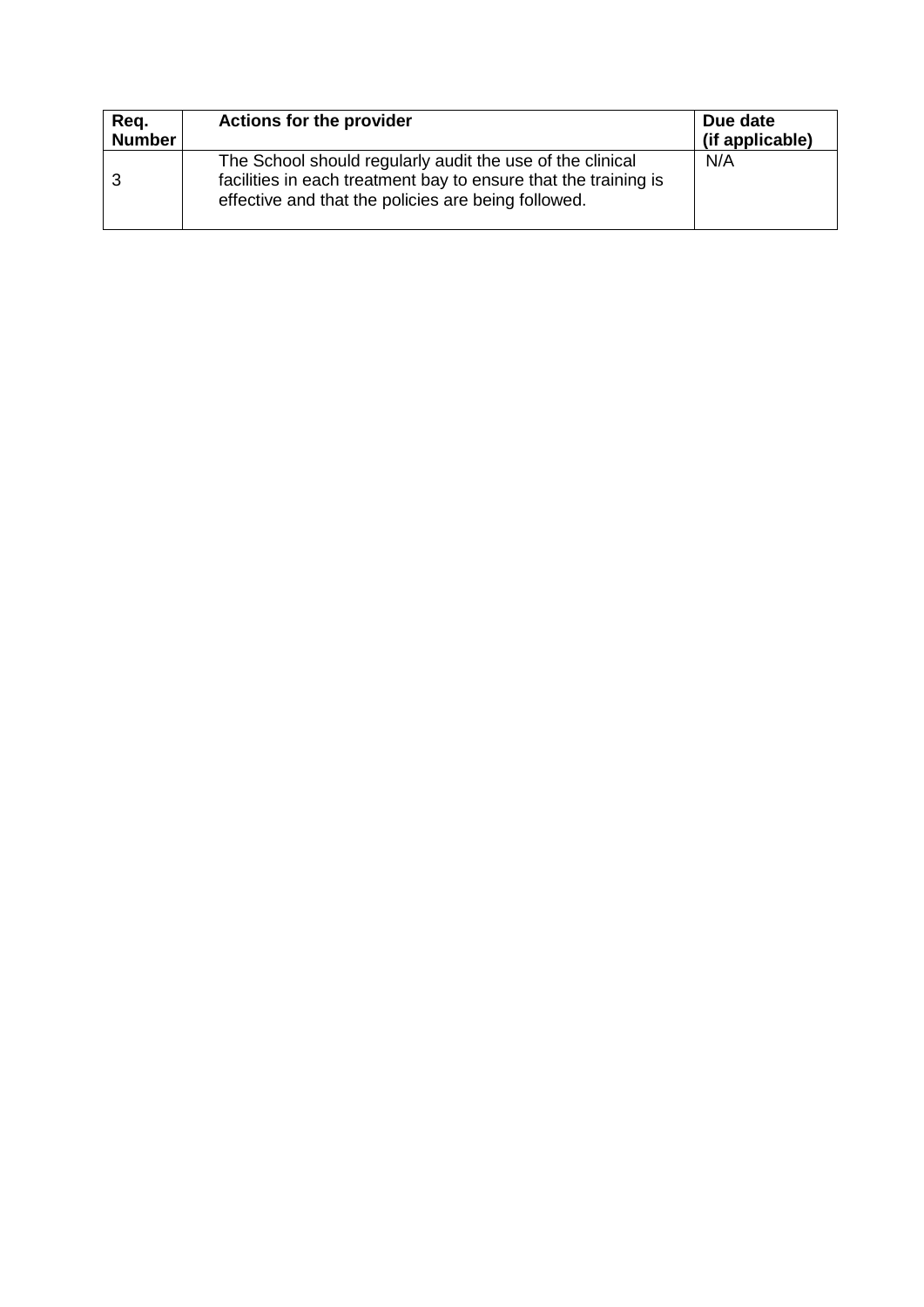| Req. Number | Actions for the provider | Due date (if applicable) |
|---|---|---|
| 3 | The School should regularly audit the use of the clinical facilities in each treatment bay to ensure that the training is effective and that the policies are being followed. | N/A |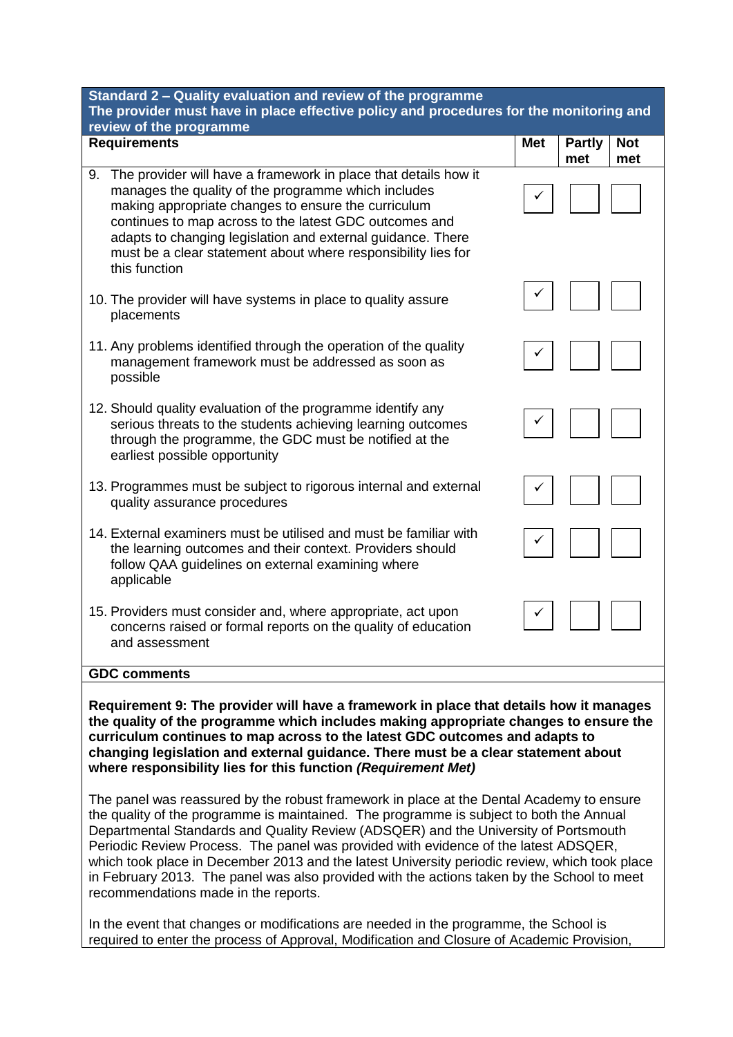| Standard 2 – Quality evaluation and review of the programme<br>The provider must have in place effective policy and procedures for the monitoring and review of the programme | | | |
|---|---|---|---|
| **Requirements** | **Met** | **Partly met** | **Not met** |
| 9. The provider will have a framework in place that details how it manages the quality of the programme which includes making appropriate changes to ensure the curriculum continues to map across to the latest GDC outcomes and adapts to changing legislation and external guidance. There must be a clear statement about where responsibility lies for this function | ✓ | | |
| 10. The provider will have systems in place to quality assure placements | ✓ | | |
| 11. Any problems identified through the operation of the quality management framework must be addressed as soon as possible | ✓ | | |
| 12. Should quality evaluation of the programme identify any serious threats to the students achieving learning outcomes through the programme, the GDC must be notified at the earliest possible opportunity | ✓ | | |
| 13. Programmes must be subject to rigorous internal and external quality assurance procedures | ✓ | | |
| 14. External examiners must be utilised and must be familiar with the learning outcomes and their context. Providers should follow QAA guidelines on external examining where applicable | ✓ | | |
| 15. Providers must consider and, where appropriate, act upon concerns raised or formal reports on the quality of education and assessment | ✓ | | |

**GDC comments**

**Requirement 9: The provider will have a framework in place that details how it manages the quality of the programme which includes making appropriate changes to ensure the curriculum continues to map across to the latest GDC outcomes and adapts to changing legislation and external guidance. There must be a clear statement about where responsibility lies for this function *(Requirement Met)***

The panel was reassured by the robust framework in place at the Dental Academy to ensure the quality of the programme is maintained. The programme is subject to both the Annual Departmental Standards and Quality Review (ADSQER) and the University of Portsmouth Periodic Review Process. The panel was provided with evidence of the latest ADSQER, which took place in December 2013 and the latest University periodic review, which took place in February 2013. The panel was also provided with the actions taken by the School to meet recommendations made in the reports.

In the event that changes or modifications are needed in the programme, the School is required to enter the process of Approval, Modification and Closure of Academic Provision,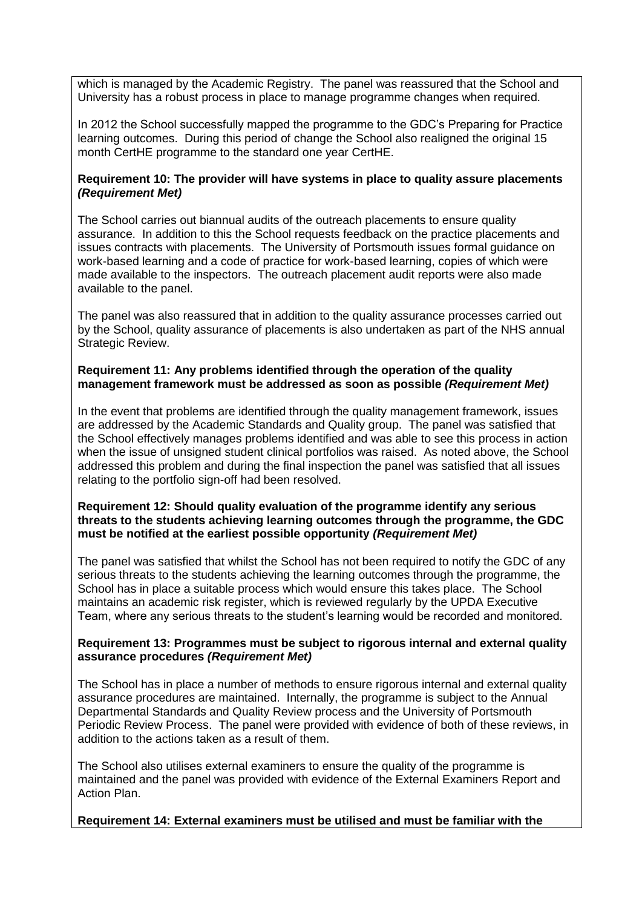which is managed by the Academic Registry. The panel was reassured that the School and University has a robust process in place to manage programme changes when required.

In 2012 the School successfully mapped the programme to the GDC's Preparing for Practice learning outcomes. During this period of change the School also realigned the original 15 month CertHE programme to the standard one year CertHE.

**Requirement 10: The provider will have systems in place to quality assure placements *(Requirement Met)***

The School carries out biannual audits of the outreach placements to ensure quality assurance. In addition to this the School requests feedback on the practice placements and issues contracts with placements. The University of Portsmouth issues formal guidance on work-based learning and a code of practice for work-based learning, copies of which were made available to the inspectors. The outreach placement audit reports were also made available to the panel.

The panel was also reassured that in addition to the quality assurance processes carried out by the School, quality assurance of placements is also undertaken as part of the NHS annual Strategic Review.

**Requirement 11: Any problems identified through the operation of the quality management framework must be addressed as soon as possible *(Requirement Met)***

In the event that problems are identified through the quality management framework, issues are addressed by the Academic Standards and Quality group. The panel was satisfied that the School effectively manages problems identified and was able to see this process in action when the issue of unsigned student clinical portfolios was raised. As noted above, the School addressed this problem and during the final inspection the panel was satisfied that all issues relating to the portfolio sign-off had been resolved.

**Requirement 12: Should quality evaluation of the programme identify any serious threats to the students achieving learning outcomes through the programme, the GDC must be notified at the earliest possible opportunity *(Requirement Met)***

The panel was satisfied that whilst the School has not been required to notify the GDC of any serious threats to the students achieving the learning outcomes through the programme, the School has in place a suitable process which would ensure this takes place. The School maintains an academic risk register, which is reviewed regularly by the UPDA Executive Team, where any serious threats to the student's learning would be recorded and monitored.

**Requirement 13: Programmes must be subject to rigorous internal and external quality assurance procedures *(Requirement Met)***

The School has in place a number of methods to ensure rigorous internal and external quality assurance procedures are maintained. Internally, the programme is subject to the Annual Departmental Standards and Quality Review process and the University of Portsmouth Periodic Review Process. The panel were provided with evidence of both of these reviews, in addition to the actions taken as a result of them.

The School also utilises external examiners to ensure the quality of the programme is maintained and the panel was provided with evidence of the External Examiners Report and Action Plan.

**Requirement 14: External examiners must be utilised and must be familiar with the**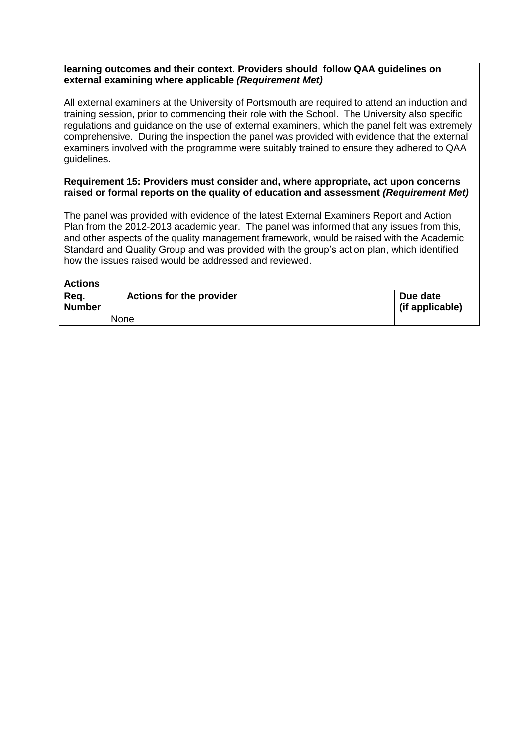**learning outcomes and their context. Providers should follow QAA guidelines on external examining where applicable *(Requirement Met)***

All external examiners at the University of Portsmouth are required to attend an induction and training session, prior to commencing their role with the School. The University also specific regulations and guidance on the use of external examiners, which the panel felt was extremely comprehensive. During the inspection the panel was provided with evidence that the external examiners involved with the programme were suitably trained to ensure they adhered to QAA guidelines.

**Requirement 15: Providers must consider and, where appropriate, act upon concerns raised or formal reports on the quality of education and assessment *(Requirement Met)***

The panel was provided with evidence of the latest External Examiners Report and Action Plan from the 2012-2013 academic year. The panel was informed that any issues from this, and other aspects of the quality management framework, would be raised with the Academic Standard and Quality Group and was provided with the group's action plan, which identified how the issues raised would be addressed and reviewed.

**Actions**

| Req. Number | Actions for the provider | Due date (if applicable) |
|---|---|---|
| | None | |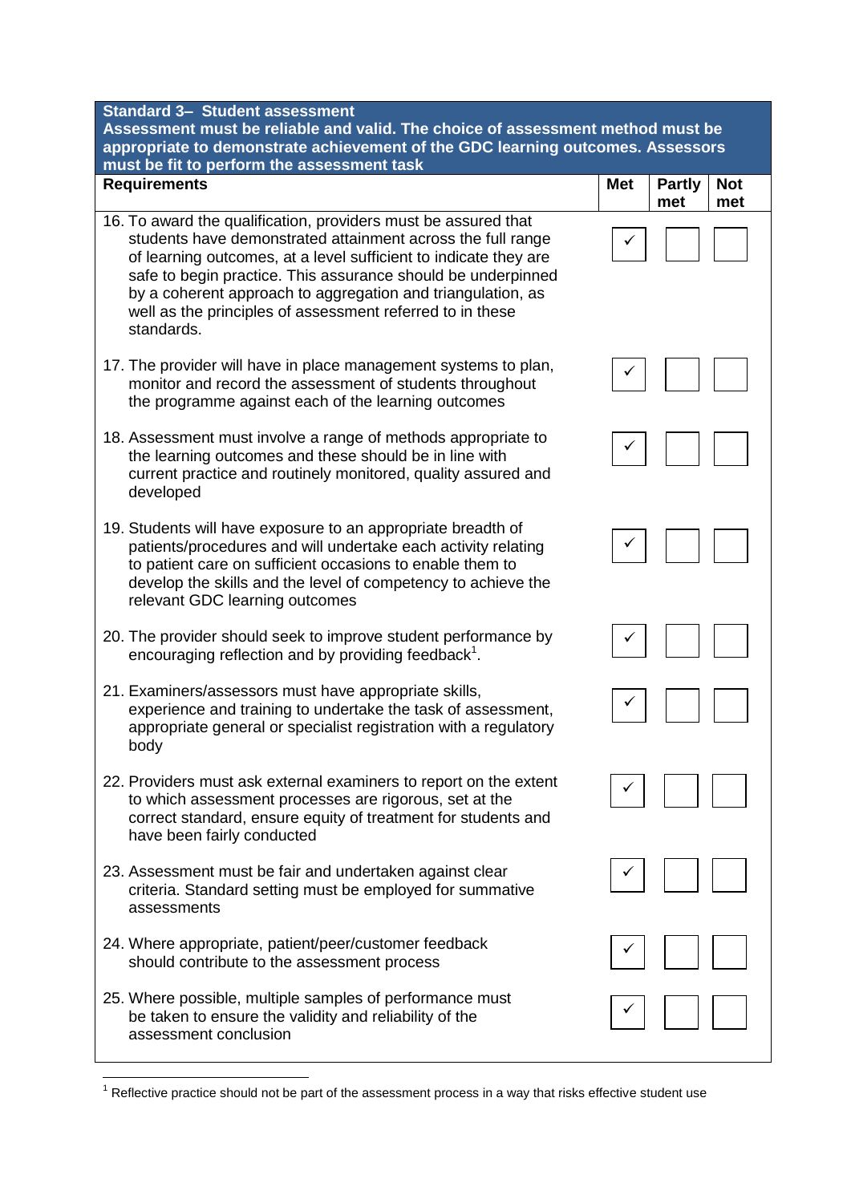| **Standard 3– Student assessment**<br>**Assessment must be reliable and valid. The choice of assessment method must be appropriate to demonstrate achievement of the GDC learning outcomes. Assessors must be fit to perform the assessment task** | | | |
|---|---|---|---|
| **Requirements** | **Met** | **Partly met** | **Not met** |
| 16. To award the qualification, providers must be assured that students have demonstrated attainment across the full range of learning outcomes, at a level sufficient to indicate they are safe to begin practice. This assurance should be underpinned by a coherent approach to aggregation and triangulation, as well as the principles of assessment referred to in these standards. | ✓ | | |
| 17. The provider will have in place management systems to plan, monitor and record the assessment of students throughout the programme against each of the learning outcomes | ✓ | | |
| 18. Assessment must involve a range of methods appropriate to the learning outcomes and these should be in line with current practice and routinely monitored, quality assured and developed | ✓ | | |
| 19. Students will have exposure to an appropriate breadth of patients/procedures and will undertake each activity relating to patient care on sufficient occasions to enable them to develop the skills and the level of competency to achieve the relevant GDC learning outcomes | ✓ | | |
| 20. The provider should seek to improve student performance by encouraging reflection and by providing feedback[1]. | ✓ | | |
| 21. Examiners/assessors must have appropriate skills, experience and training to undertake the task of assessment, appropriate general or specialist registration with a regulatory body | ✓ | | |
| 22. Providers must ask external examiners to report on the extent to which assessment processes are rigorous, set at the correct standard, ensure equity of treatment for students and have been fairly conducted | ✓ | | |
| 23. Assessment must be fair and undertaken against clear criteria. Standard setting must be employed for summative assessments | ✓ | | |
| 24. Where appropriate, patient/peer/customer feedback should contribute to the assessment process | ✓ | | |
| 25. Where possible, multiple samples of performance must be taken to ensure the validity and reliability of the assessment conclusion | ✓ | | |

[1] Reflective practice should not be part of the assessment process in a way that risks effective student use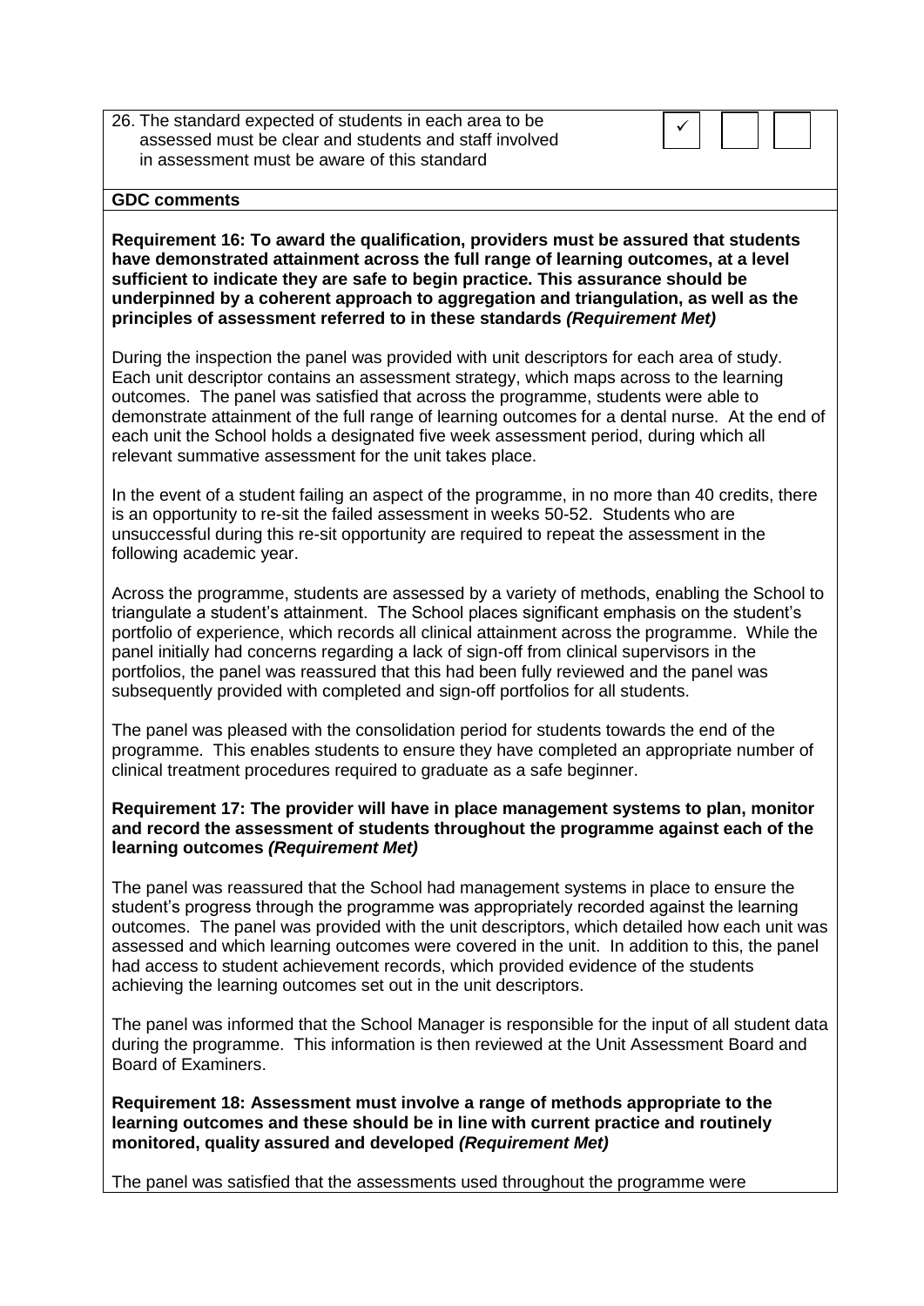| 26. The standard expected of students in each area to be assessed must be clear and students and staff involved in assessment must be aware of this standard | ✓ | | |
|---|---|---|---|

**GDC comments**

**Requirement 16: To award the qualification, providers must be assured that students have demonstrated attainment across the full range of learning outcomes, at a level sufficient to indicate they are safe to begin practice. This assurance should be underpinned by a coherent approach to aggregation and triangulation, as well as the principles of assessment referred to in these standards *(Requirement Met)***

During the inspection the panel was provided with unit descriptors for each area of study. Each unit descriptor contains an assessment strategy, which maps across to the learning outcomes. The panel was satisfied that across the programme, students were able to demonstrate attainment of the full range of learning outcomes for a dental nurse. At the end of each unit the School holds a designated five week assessment period, during which all relevant summative assessment for the unit takes place.

In the event of a student failing an aspect of the programme, in no more than 40 credits, there is an opportunity to re-sit the failed assessment in weeks 50-52. Students who are unsuccessful during this re-sit opportunity are required to repeat the assessment in the following academic year.

Across the programme, students are assessed by a variety of methods, enabling the School to triangulate a student's attainment. The School places significant emphasis on the student's portfolio of experience, which records all clinical attainment across the programme. While the panel initially had concerns regarding a lack of sign-off from clinical supervisors in the portfolios, the panel was reassured that this had been fully reviewed and the panel was subsequently provided with completed and sign-off portfolios for all students.

The panel was pleased with the consolidation period for students towards the end of the programme. This enables students to ensure they have completed an appropriate number of clinical treatment procedures required to graduate as a safe beginner.

**Requirement 17: The provider will have in place management systems to plan, monitor and record the assessment of students throughout the programme against each of the learning outcomes *(Requirement Met)***

The panel was reassured that the School had management systems in place to ensure the student's progress through the programme was appropriately recorded against the learning outcomes. The panel was provided with the unit descriptors, which detailed how each unit was assessed and which learning outcomes were covered in the unit. In addition to this, the panel had access to student achievement records, which provided evidence of the students achieving the learning outcomes set out in the unit descriptors.

The panel was informed that the School Manager is responsible for the input of all student data during the programme. This information is then reviewed at the Unit Assessment Board and Board of Examiners.

**Requirement 18: Assessment must involve a range of methods appropriate to the learning outcomes and these should be in line with current practice and routinely monitored, quality assured and developed *(Requirement Met)***

The panel was satisfied that the assessments used throughout the programme were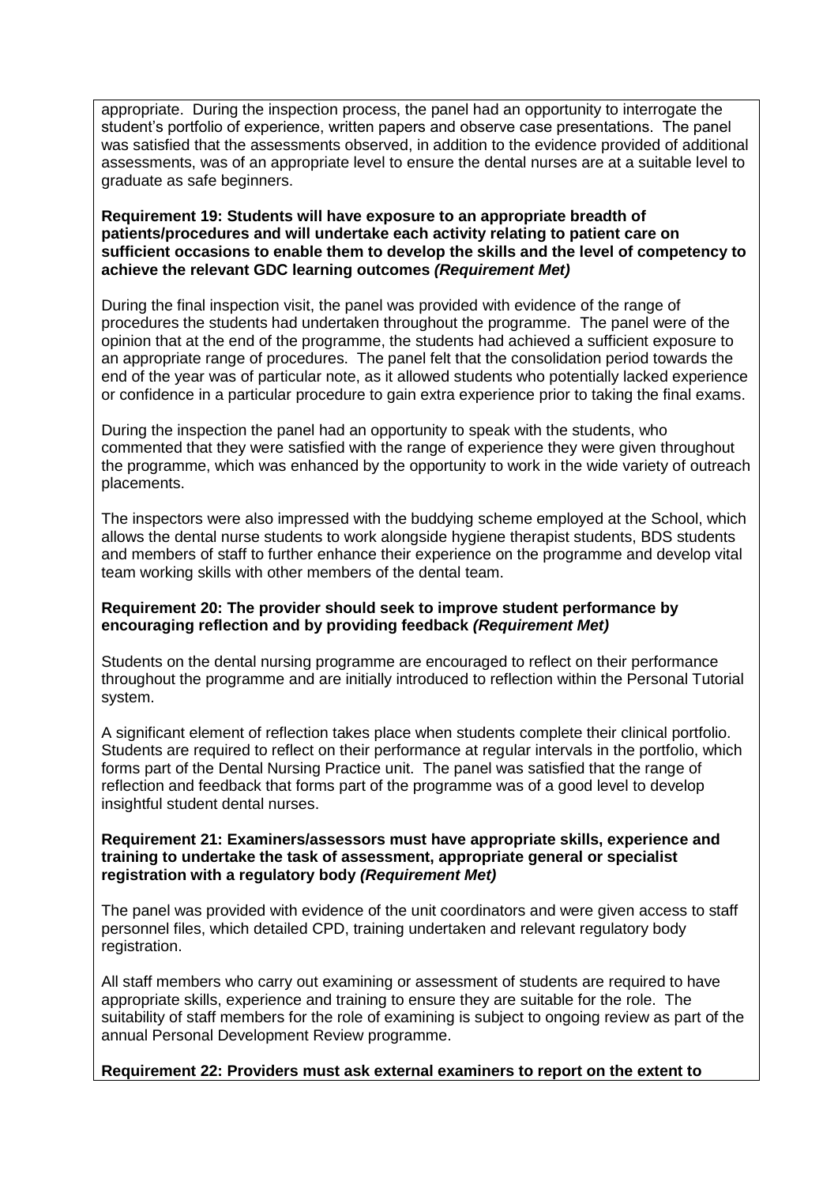appropriate. During the inspection process, the panel had an opportunity to interrogate the student's portfolio of experience, written papers and observe case presentations. The panel was satisfied that the assessments observed, in addition to the evidence provided of additional assessments, was of an appropriate level to ensure the dental nurses are at a suitable level to graduate as safe beginners.

**Requirement 19: Students will have exposure to an appropriate breadth of patients/procedures and will undertake each activity relating to patient care on sufficient occasions to enable them to develop the skills and the level of competency to achieve the relevant GDC learning outcomes *(Requirement Met)***

During the final inspection visit, the panel was provided with evidence of the range of procedures the students had undertaken throughout the programme. The panel were of the opinion that at the end of the programme, the students had achieved a sufficient exposure to an appropriate range of procedures. The panel felt that the consolidation period towards the end of the year was of particular note, as it allowed students who potentially lacked experience or confidence in a particular procedure to gain extra experience prior to taking the final exams.

During the inspection the panel had an opportunity to speak with the students, who commented that they were satisfied with the range of experience they were given throughout the programme, which was enhanced by the opportunity to work in the wide variety of outreach placements.

The inspectors were also impressed with the buddying scheme employed at the School, which allows the dental nurse students to work alongside hygiene therapist students, BDS students and members of staff to further enhance their experience on the programme and develop vital team working skills with other members of the dental team.

**Requirement 20: The provider should seek to improve student performance by encouraging reflection and by providing feedback *(Requirement Met)***

Students on the dental nursing programme are encouraged to reflect on their performance throughout the programme and are initially introduced to reflection within the Personal Tutorial system.

A significant element of reflection takes place when students complete their clinical portfolio. Students are required to reflect on their performance at regular intervals in the portfolio, which forms part of the Dental Nursing Practice unit. The panel was satisfied that the range of reflection and feedback that forms part of the programme was of a good level to develop insightful student dental nurses.

**Requirement 21: Examiners/assessors must have appropriate skills, experience and training to undertake the task of assessment, appropriate general or specialist registration with a regulatory body *(Requirement Met)***

The panel was provided with evidence of the unit coordinators and were given access to staff personnel files, which detailed CPD, training undertaken and relevant regulatory body registration.

All staff members who carry out examining or assessment of students are required to have appropriate skills, experience and training to ensure they are suitable for the role. The suitability of staff members for the role of examining is subject to ongoing review as part of the annual Personal Development Review programme.

**Requirement 22: Providers must ask external examiners to report on the extent to**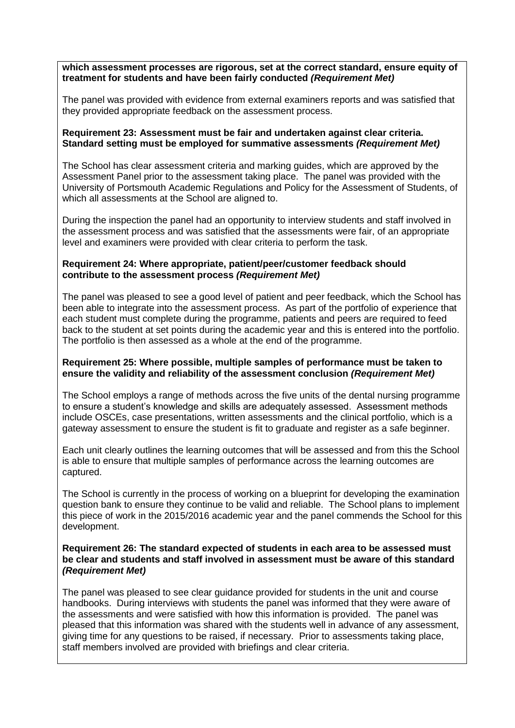**which assessment processes are rigorous, set at the correct standard, ensure equity of treatment for students and have been fairly conducted *(Requirement Met)***

The panel was provided with evidence from external examiners reports and was satisfied that they provided appropriate feedback on the assessment process.

**Requirement 23: Assessment must be fair and undertaken against clear criteria. Standard setting must be employed for summative assessments *(Requirement Met)***

The School has clear assessment criteria and marking guides, which are approved by the Assessment Panel prior to the assessment taking place. The panel was provided with the University of Portsmouth Academic Regulations and Policy for the Assessment of Students, of which all assessments at the School are aligned to.

During the inspection the panel had an opportunity to interview students and staff involved in the assessment process and was satisfied that the assessments were fair, of an appropriate level and examiners were provided with clear criteria to perform the task.

**Requirement 24: Where appropriate, patient/peer/customer feedback should contribute to the assessment process *(Requirement Met)***

The panel was pleased to see a good level of patient and peer feedback, which the School has been able to integrate into the assessment process. As part of the portfolio of experience that each student must complete during the programme, patients and peers are required to feed back to the student at set points during the academic year and this is entered into the portfolio. The portfolio is then assessed as a whole at the end of the programme.

**Requirement 25: Where possible, multiple samples of performance must be taken to ensure the validity and reliability of the assessment conclusion *(Requirement Met)***

The School employs a range of methods across the five units of the dental nursing programme to ensure a student's knowledge and skills are adequately assessed. Assessment methods include OSCEs, case presentations, written assessments and the clinical portfolio, which is a gateway assessment to ensure the student is fit to graduate and register as a safe beginner.

Each unit clearly outlines the learning outcomes that will be assessed and from this the School is able to ensure that multiple samples of performance across the learning outcomes are captured.

The School is currently in the process of working on a blueprint for developing the examination question bank to ensure they continue to be valid and reliable. The School plans to implement this piece of work in the 2015/2016 academic year and the panel commends the School for this development.

**Requirement 26: The standard expected of students in each area to be assessed must be clear and students and staff involved in assessment must be aware of this standard *(Requirement Met)***

The panel was pleased to see clear guidance provided for students in the unit and course handbooks. During interviews with students the panel was informed that they were aware of the assessments and were satisfied with how this information is provided. The panel was pleased that this information was shared with the students well in advance of any assessment, giving time for any questions to be raised, if necessary. Prior to assessments taking place, staff members involved are provided with briefings and clear criteria.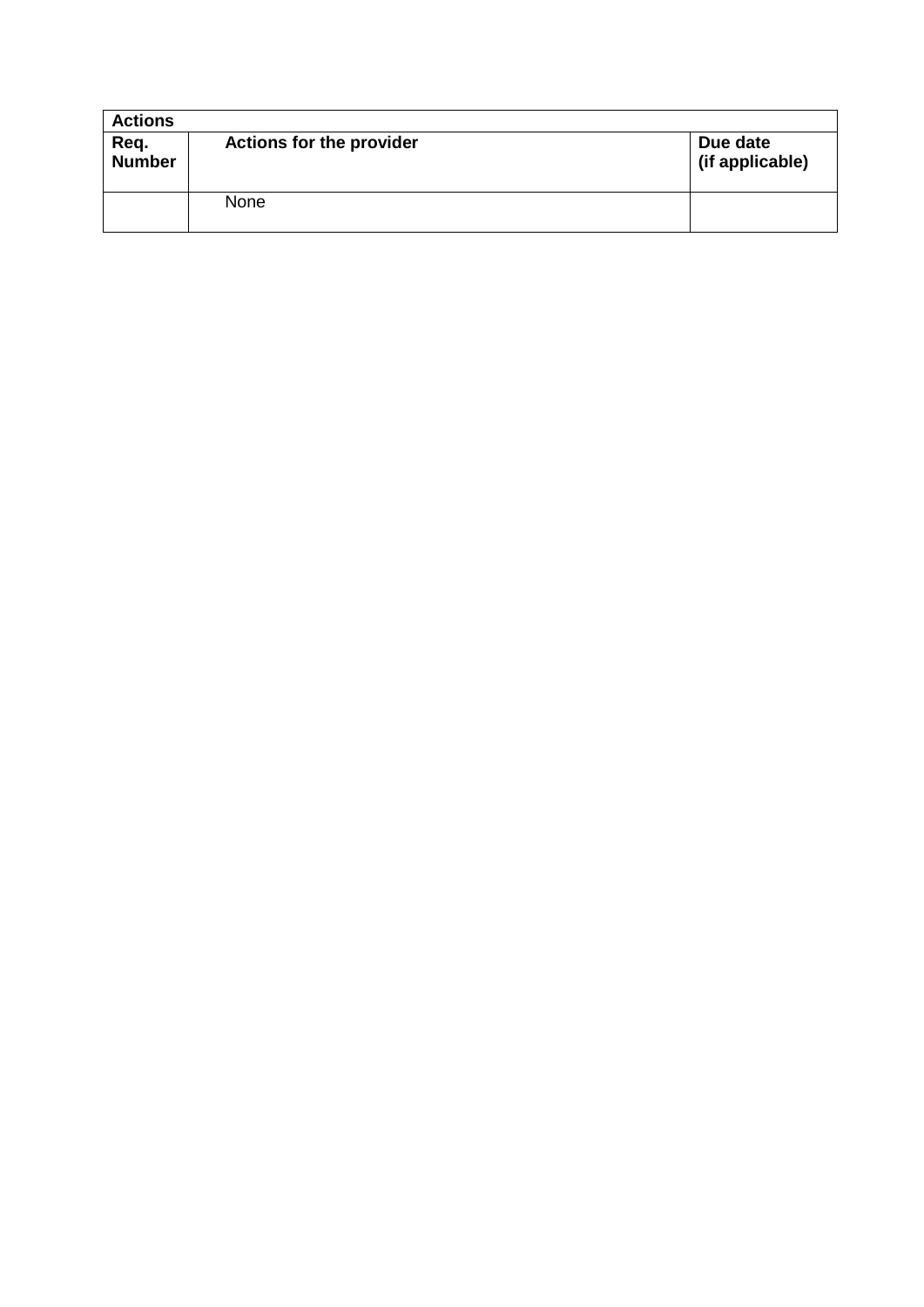| Actions | | |
|---|---|---|
| **Req. Number** | **Actions for the provider** | **Due date (if applicable)** |
| | None | |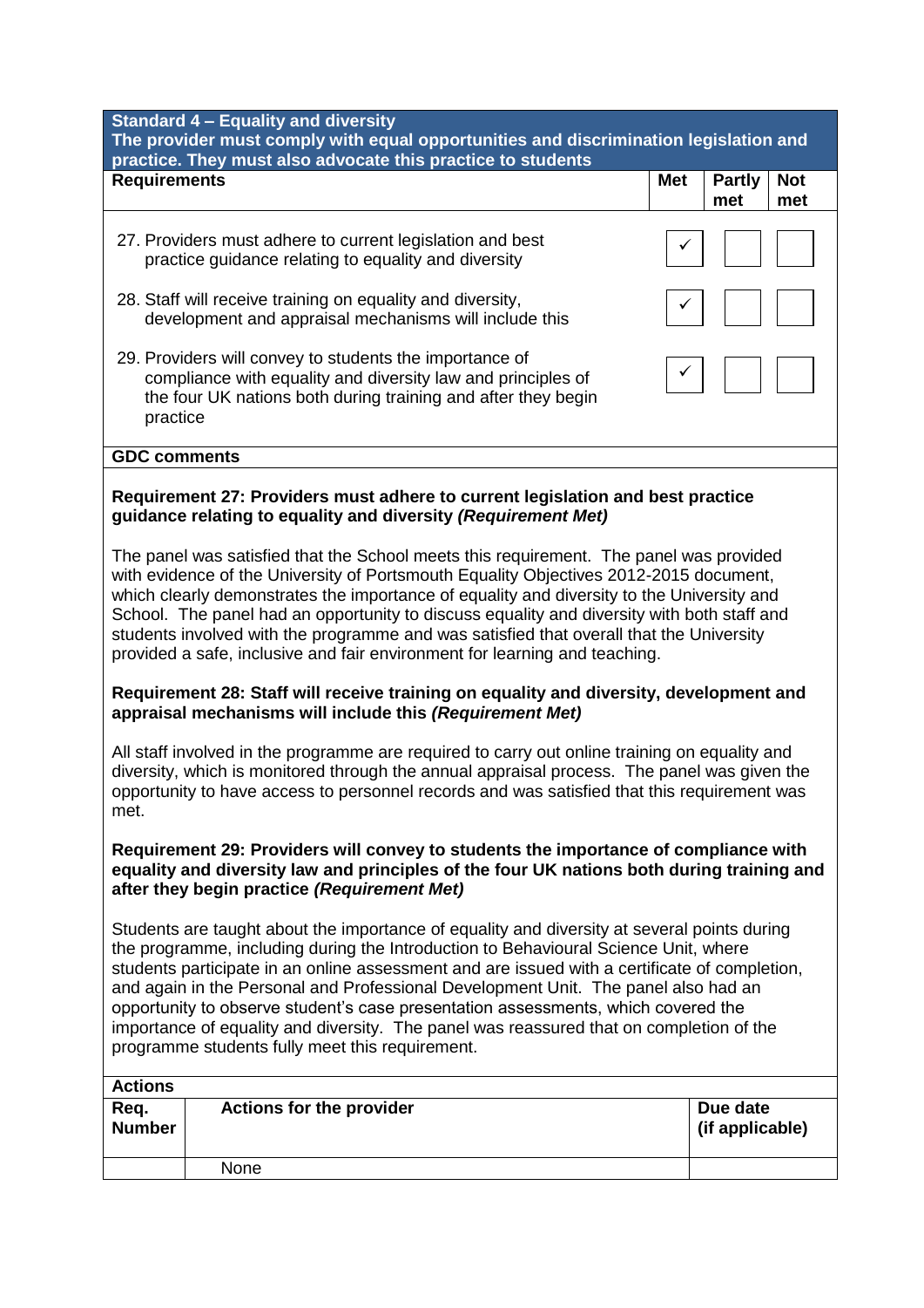| **Standard 4 – Equality and diversity**<br>**The provider must comply with equal opportunities and discrimination legislation and practice. They must also advocate this practice to students** | | | |
|---|---|---|---|
| **Requirements** | **Met** | **Partly met** | **Not met** |
| 27. Providers must adhere to current legislation and best practice guidance relating to equality and diversity | ✓ | | |
| 28. Staff will receive training on equality and diversity, development and appraisal mechanisms will include this | ✓ | | |
| 29. Providers will convey to students the importance of compliance with equality and diversity law and principles of the four UK nations both during training and after they begin practice | ✓ | | |

**GDC comments**

**Requirement 27: Providers must adhere to current legislation and best practice guidance relating to equality and diversity *(Requirement Met)***

The panel was satisfied that the School meets this requirement. The panel was provided with evidence of the University of Portsmouth Equality Objectives 2012-2015 document, which clearly demonstrates the importance of equality and diversity to the University and School. The panel had an opportunity to discuss equality and diversity with both staff and students involved with the programme and was satisfied that overall that the University provided a safe, inclusive and fair environment for learning and teaching.

**Requirement 28: Staff will receive training on equality and diversity, development and appraisal mechanisms will include this *(Requirement Met)***

All staff involved in the programme are required to carry out online training on equality and diversity, which is monitored through the annual appraisal process. The panel was given the opportunity to have access to personnel records and was satisfied that this requirement was met.

**Requirement 29: Providers will convey to students the importance of compliance with equality and diversity law and principles of the four UK nations both during training and after they begin practice *(Requirement Met)***

Students are taught about the importance of equality and diversity at several points during the programme, including during the Introduction to Behavioural Science Unit, where students participate in an online assessment and are issued with a certificate of completion, and again in the Personal and Professional Development Unit. The panel also had an opportunity to observe student's case presentation assessments, which covered the importance of equality and diversity. The panel was reassured that on completion of the programme students fully meet this requirement.

**Actions**

| **Req. Number** | **Actions for the provider** | **Due date (if applicable)** |
|---|---|---|
| | None | |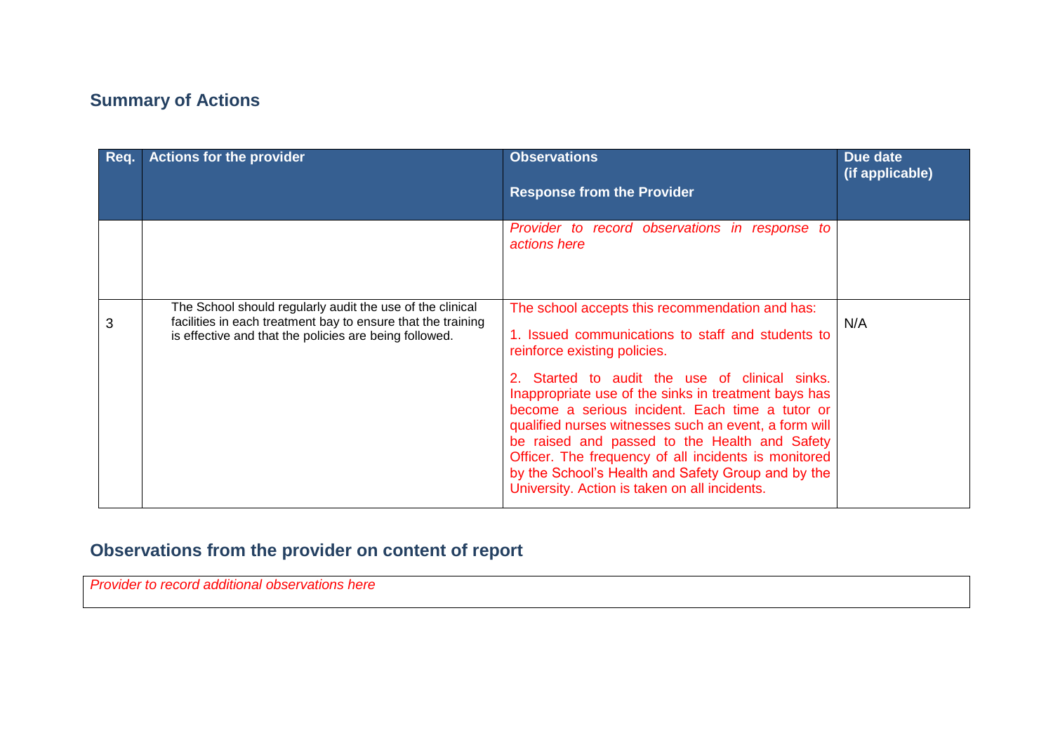## Summary of Actions

| Req. | Actions for the provider | Observations<br><br>Response from the Provider | Due date (if applicable) |
|---|---|---|---|
| | | *Provider to record observations in response to actions here* | |
| 3 | The School should regularly audit the use of the clinical facilities in each treatment bay to ensure that the training is effective and that the policies are being followed. | The school accepts this recommendation and has:<br><br>1. Issued communications to staff and students to reinforce existing policies.<br><br>2. Started to audit the use of clinical sinks. Inappropriate use of the sinks in treatment bays has become a serious incident. Each time a tutor or qualified nurses witnesses such an event, a form will be raised and passed to the Health and Safety Officer. The frequency of all incidents is monitored by the School's Health and Safety Group and by the University. Action is taken on all incidents. | N/A |

## Observations from the provider on content of report

*Provider to record additional observations here*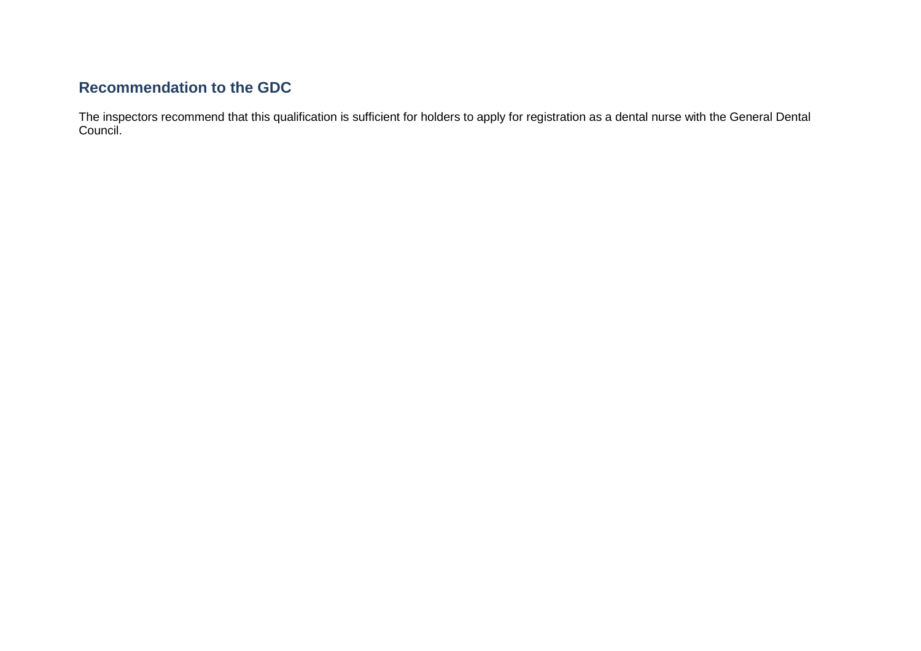## Recommendation to the GDC

The inspectors recommend that this qualification is sufficient for holders to apply for registration as a dental nurse with the General Dental Council.